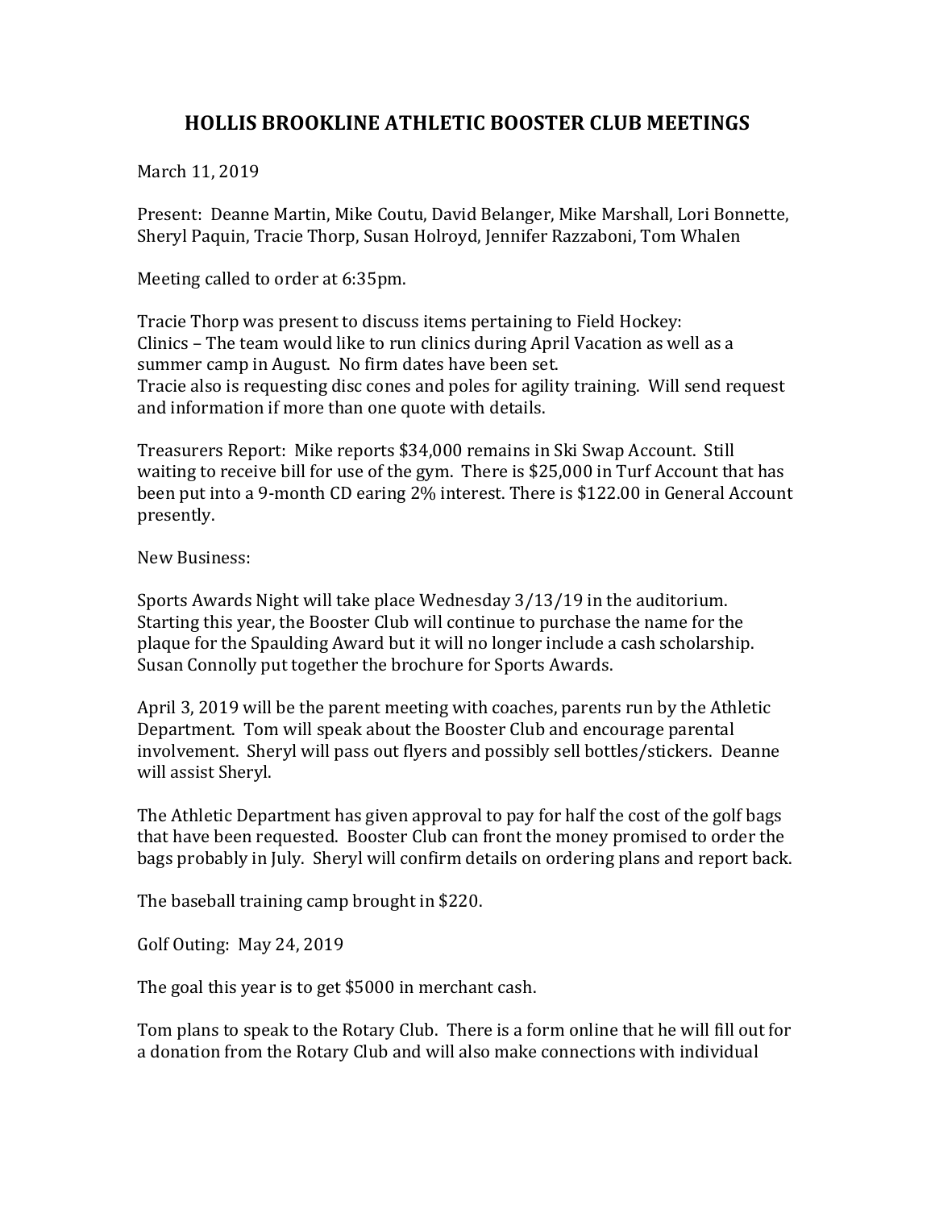# HOLLIS BROOKLINE ATHLETIC BOOSTER CLUB MEETINGS

March 11, 2019

Present: Deanne Martin, Mike Coutu, David Belanger, Mike Marshall, Lori Bonnette, Sheryl Paquin, Tracie Thorp, Susan Holroyd, Jennifer Razzaboni, Tom Whalen

Meeting called to order at 6:35pm.

Tracie Thorp was present to discuss items pertaining to Field Hockey:
Clinics – The team would like to run clinics during April Vacation as well as a summer camp in August. No firm dates have been set.
Tracie also is requesting disc cones and poles for agility training. Will send request and information if more than one quote with details.

Treasurers Report: Mike reports $34,000 remains in Ski Swap Account. Still waiting to receive bill for use of the gym. There is $25,000 in Turf Account that has been put into a 9-month CD earing 2% interest. There is $122.00 in General Account presently.

New Business:

Sports Awards Night will take place Wednesday 3/13/19 in the auditorium. Starting this year, the Booster Club will continue to purchase the name for the plaque for the Spaulding Award but it will no longer include a cash scholarship. Susan Connolly put together the brochure for Sports Awards.

April 3, 2019 will be the parent meeting with coaches, parents run by the Athletic Department. Tom will speak about the Booster Club and encourage parental involvement. Sheryl will pass out flyers and possibly sell bottles/stickers. Deanne will assist Sheryl.

The Athletic Department has given approval to pay for half the cost of the golf bags that have been requested. Booster Club can front the money promised to order the bags probably in July. Sheryl will confirm details on ordering plans and report back.

The baseball training camp brought in $220.

Golf Outing: May 24, 2019

The goal this year is to get $5000 in merchant cash.

Tom plans to speak to the Rotary Club. There is a form online that he will fill out for a donation from the Rotary Club and will also make connections with individual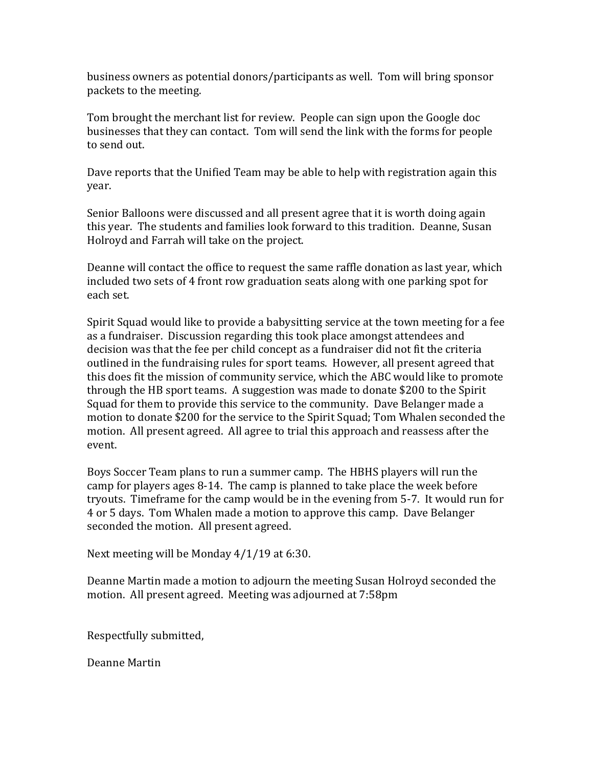business owners as potential donors/participants as well. Tom will bring sponsor packets to the meeting.

Tom brought the merchant list for review. People can sign upon the Google doc businesses that they can contact. Tom will send the link with the forms for people to send out.

Dave reports that the Unified Team may be able to help with registration again this year.

Senior Balloons were discussed and all present agree that it is worth doing again this year. The students and families look forward to this tradition. Deanne, Susan Holroyd and Farrah will take on the project.

Deanne will contact the office to request the same raffle donation as last year, which included two sets of 4 front row graduation seats along with one parking spot for each set.

Spirit Squad would like to provide a babysitting service at the town meeting for a fee as a fundraiser. Discussion regarding this took place amongst attendees and decision was that the fee per child concept as a fundraiser did not fit the criteria outlined in the fundraising rules for sport teams. However, all present agreed that this does fit the mission of community service, which the ABC would like to promote through the HB sport teams. A suggestion was made to donate $200 to the Spirit Squad for them to provide this service to the community. Dave Belanger made a motion to donate $200 for the service to the Spirit Squad; Tom Whalen seconded the motion. All present agreed. All agree to trial this approach and reassess after the event.

Boys Soccer Team plans to run a summer camp. The HBHS players will run the camp for players ages 8-14. The camp is planned to take place the week before tryouts. Timeframe for the camp would be in the evening from 5-7. It would run for 4 or 5 days. Tom Whalen made a motion to approve this camp. Dave Belanger seconded the motion. All present agreed.

Next meeting will be Monday 4/1/19 at 6:30.

Deanne Martin made a motion to adjourn the meeting Susan Holroyd seconded the motion. All present agreed. Meeting was adjourned at 7:58pm

Respectfully submitted,

Deanne Martin